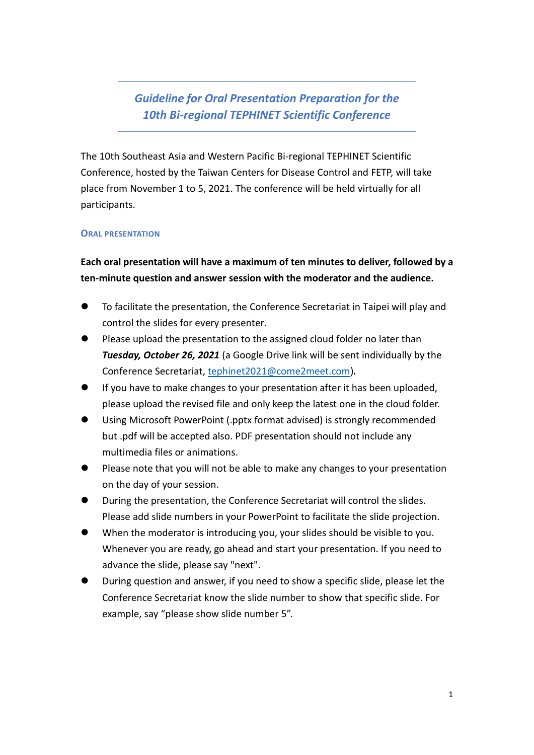# *Guideline for Oral Presentation Preparation for the 10th Bi-regional TEPHINET Scientific Conference*

The 10th Southeast Asia and Western Pacific Bi-regional TEPHINET Scientific Conference, hosted by the Taiwan Centers for Disease Control and FETP, will take place from November 1 to 5, 2021. The conference will be held virtually for all participants.

## ORAL PRESENTATION

**Each oral presentation will have a maximum of ten minutes to deliver, followed by a ten-minute question and answer session with the moderator and the audience.**

- To facilitate the presentation, the Conference Secretariat in Taipei will play and control the slides for every presenter.
- Please upload the presentation to the assigned cloud folder no later than ***Tuesday, October 26, 2021*** (a Google Drive link will be sent individually by the Conference Secretariat, tephinet2021@come2meet.com)**.**
- If you have to make changes to your presentation after it has been uploaded, please upload the revised file and only keep the latest one in the cloud folder.
- Using Microsoft PowerPoint (.pptx format advised) is strongly recommended but .pdf will be accepted also. PDF presentation should not include any multimedia files or animations.
- Please note that you will not be able to make any changes to your presentation on the day of your session.
- During the presentation, the Conference Secretariat will control the slides. Please add slide numbers in your PowerPoint to facilitate the slide projection.
- When the moderator is introducing you, your slides should be visible to you. Whenever you are ready, go ahead and start your presentation. If you need to advance the slide, please say "next".
- During question and answer, if you need to show a specific slide, please let the Conference Secretariat know the slide number to show that specific slide. For example, say "please show slide number 5".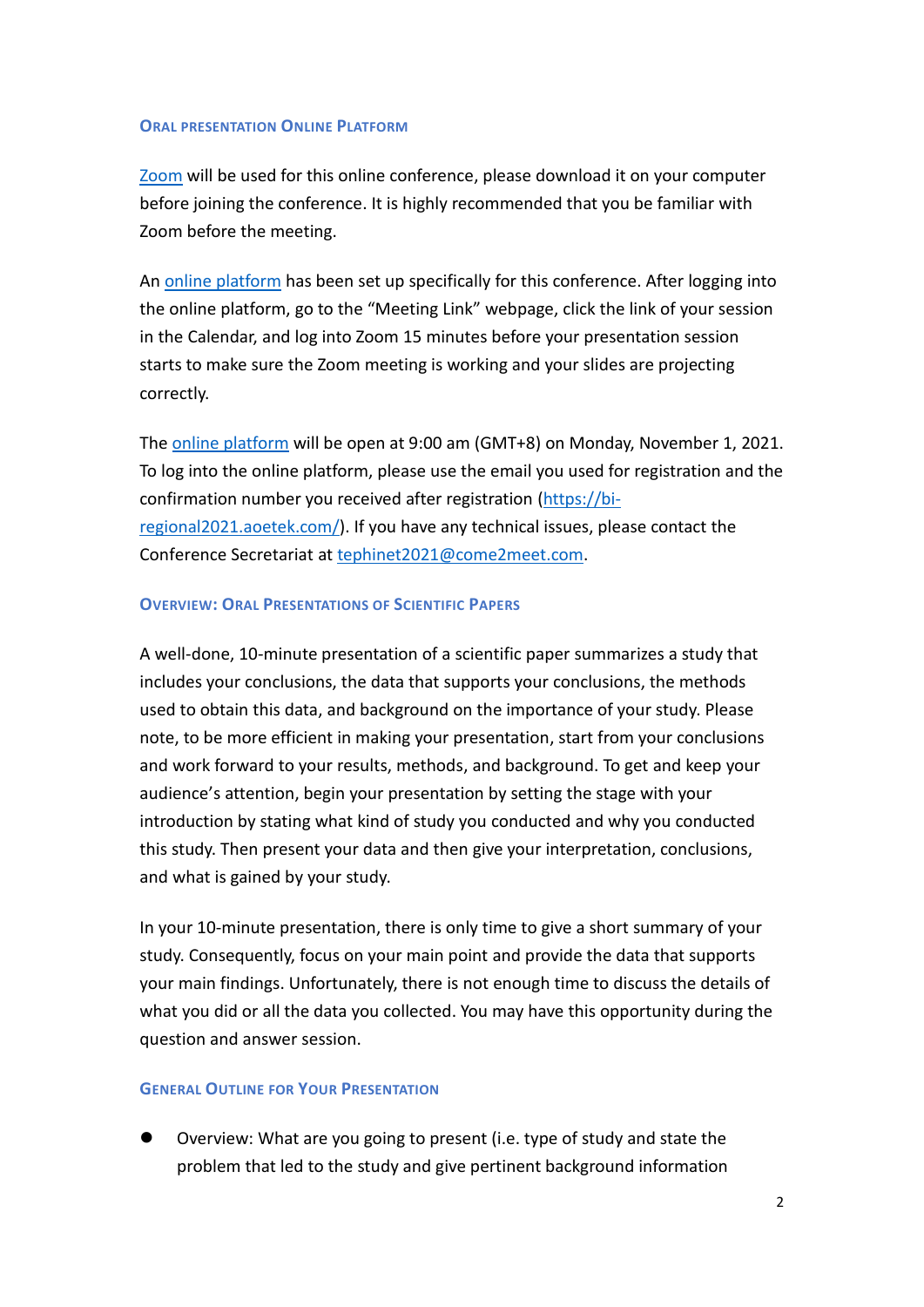## Oral Presentation Online Platform

[Zoom](https://zoom.us) will be used for this online conference, please download it on your computer before joining the conference. It is highly recommended that you be familiar with Zoom before the meeting.

An [online platform](https://bi-regional2021.aoetek.com/) has been set up specifically for this conference. After logging into the online platform, go to the "Meeting Link" webpage, click the link of your session in the Calendar, and log into Zoom 15 minutes before your presentation session starts to make sure the Zoom meeting is working and your slides are projecting correctly.

The [online platform](https://bi-regional2021.aoetek.com/) will be open at 9:00 am (GMT+8) on Monday, November 1, 2021. To log into the online platform, please use the email you used for registration and the confirmation number you received after registration (https://bi-regional2021.aoetek.com/). If you have any technical issues, please contact the Conference Secretariat at tephinet2021@come2meet.com.

## Overview: Oral Presentations of Scientific Papers

A well-done, 10-minute presentation of a scientific paper summarizes a study that includes your conclusions, the data that supports your conclusions, the methods used to obtain this data, and background on the importance of your study. Please note, to be more efficient in making your presentation, start from your conclusions and work forward to your results, methods, and background. To get and keep your audience's attention, begin your presentation by setting the stage with your introduction by stating what kind of study you conducted and why you conducted this study. Then present your data and then give your interpretation, conclusions, and what is gained by your study.

In your 10-minute presentation, there is only time to give a short summary of your study. Consequently, focus on your main point and provide the data that supports your main findings. Unfortunately, there is not enough time to discuss the details of what you did or all the data you collected. You may have this opportunity during the question and answer session.

## General Outline for Your Presentation

- Overview: What are you going to present (i.e. type of study and state the problem that led to the study and give pertinent background information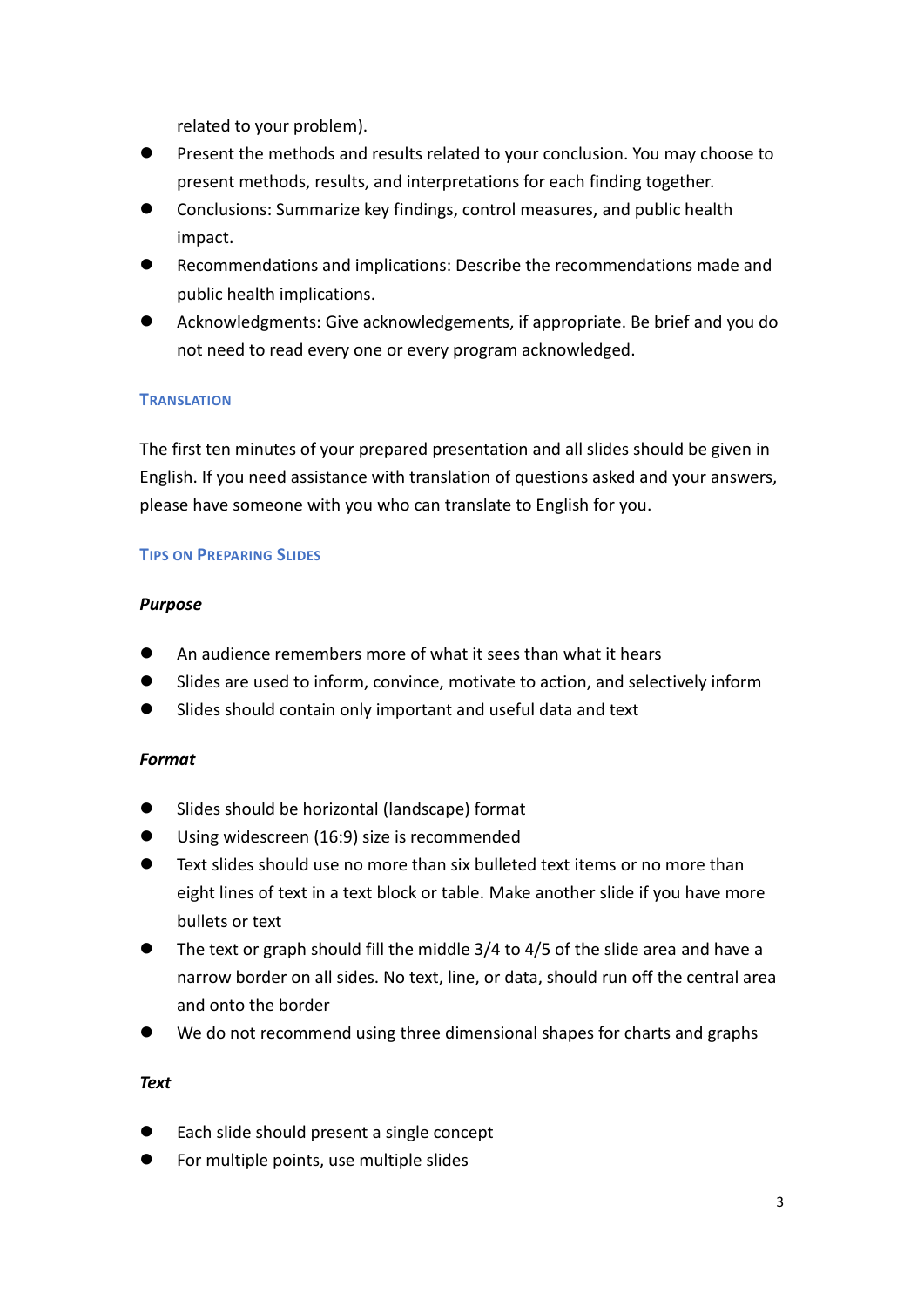related to your problem).

- Present the methods and results related to your conclusion. You may choose to present methods, results, and interpretations for each finding together.
- Conclusions: Summarize key findings, control measures, and public health impact.
- Recommendations and implications: Describe the recommendations made and public health implications.
- Acknowledgments: Give acknowledgements, if appropriate. Be brief and you do not need to read every one or every program acknowledged.

## Translation

The first ten minutes of your prepared presentation and all slides should be given in English. If you need assistance with translation of questions asked and your answers, please have someone with you who can translate to English for you.

## Tips on Preparing Slides

### *Purpose*

- An audience remembers more of what it sees than what it hears
- Slides are used to inform, convince, motivate to action, and selectively inform
- Slides should contain only important and useful data and text

### *Format*

- Slides should be horizontal (landscape) format
- Using widescreen (16:9) size is recommended
- Text slides should use no more than six bulleted text items or no more than eight lines of text in a text block or table. Make another slide if you have more bullets or text
- The text or graph should fill the middle 3/4 to 4/5 of the slide area and have a narrow border on all sides. No text, line, or data, should run off the central area and onto the border
- We do not recommend using three dimensional shapes for charts and graphs

### *Text*

- Each slide should present a single concept
- For multiple points, use multiple slides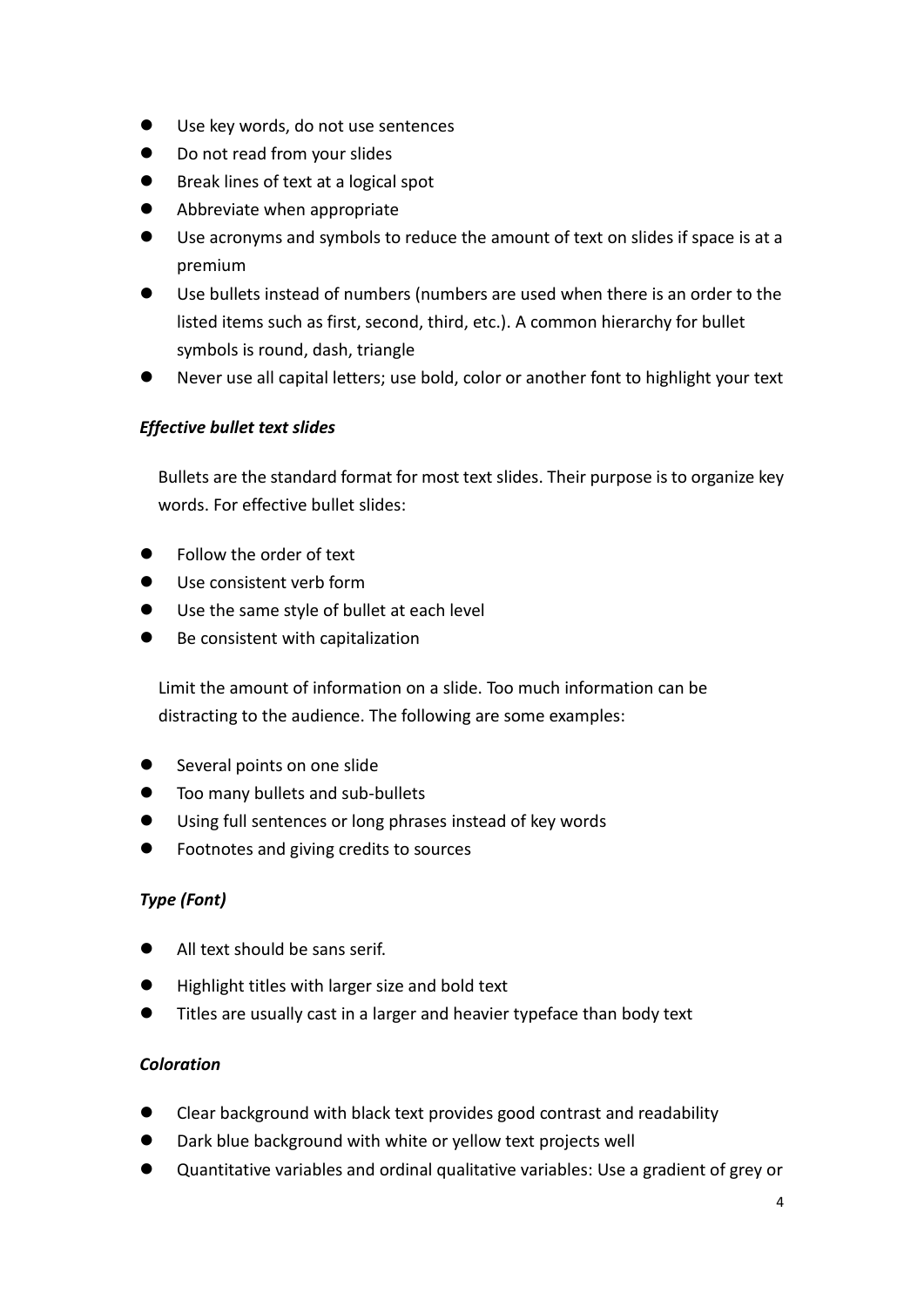- Use key words, do not use sentences
- Do not read from your slides
- Break lines of text at a logical spot
- Abbreviate when appropriate
- Use acronyms and symbols to reduce the amount of text on slides if space is at a premium
- Use bullets instead of numbers (numbers are used when there is an order to the listed items such as first, second, third, etc.). A common hierarchy for bullet symbols is round, dash, triangle
- Never use all capital letters; use bold, color or another font to highlight your text

***Effective bullet text slides***

Bullets are the standard format for most text slides. Their purpose is to organize key words. For effective bullet slides:

- Follow the order of text
- Use consistent verb form
- Use the same style of bullet at each level
- Be consistent with capitalization

Limit the amount of information on a slide. Too much information can be distracting to the audience. The following are some examples:

- Several points on one slide
- Too many bullets and sub-bullets
- Using full sentences or long phrases instead of key words
- Footnotes and giving credits to sources

***Type (Font)***

- All text should be sans serif.
- Highlight titles with larger size and bold text
- Titles are usually cast in a larger and heavier typeface than body text

***Coloration***

- Clear background with black text provides good contrast and readability
- Dark blue background with white or yellow text projects well
- Quantitative variables and ordinal qualitative variables: Use a gradient of grey or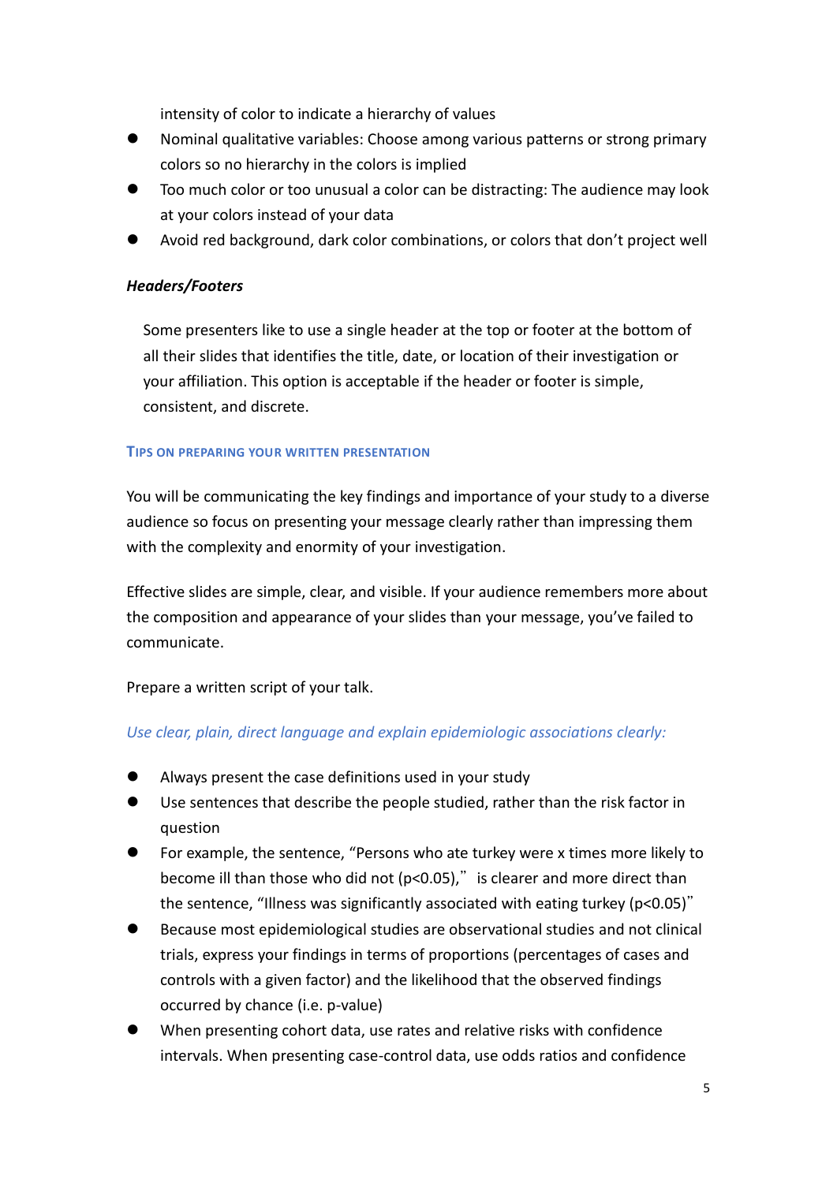intensity of color to indicate a hierarchy of values

- Nominal qualitative variables: Choose among various patterns or strong primary colors so no hierarchy in the colors is implied
- Too much color or too unusual a color can be distracting: The audience may look at your colors instead of your data
- Avoid red background, dark color combinations, or colors that don't project well

***Headers/Footers***

Some presenters like to use a single header at the top or footer at the bottom of all their slides that identifies the title, date, or location of their investigation or your affiliation. This option is acceptable if the header or footer is simple, consistent, and discrete.

#### TIPS ON PREPARING YOUR WRITTEN PRESENTATION

You will be communicating the key findings and importance of your study to a diverse audience so focus on presenting your message clearly rather than impressing them with the complexity and enormity of your investigation.

Effective slides are simple, clear, and visible. If your audience remembers more about the composition and appearance of your slides than your message, you've failed to communicate.

Prepare a written script of your talk.

*Use clear, plain, direct language and explain epidemiologic associations clearly:*

- Always present the case definitions used in your study
- Use sentences that describe the people studied, rather than the risk factor in question
- For example, the sentence, "Persons who ate turkey were x times more likely to become ill than those who did not ($p<0.05$)," is clearer and more direct than the sentence, "Illness was significantly associated with eating turkey ($p<0.05$)"
- Because most epidemiological studies are observational studies and not clinical trials, express your findings in terms of proportions (percentages of cases and controls with a given factor) and the likelihood that the observed findings occurred by chance (i.e. p-value)
- When presenting cohort data, use rates and relative risks with confidence intervals. When presenting case-control data, use odds ratios and confidence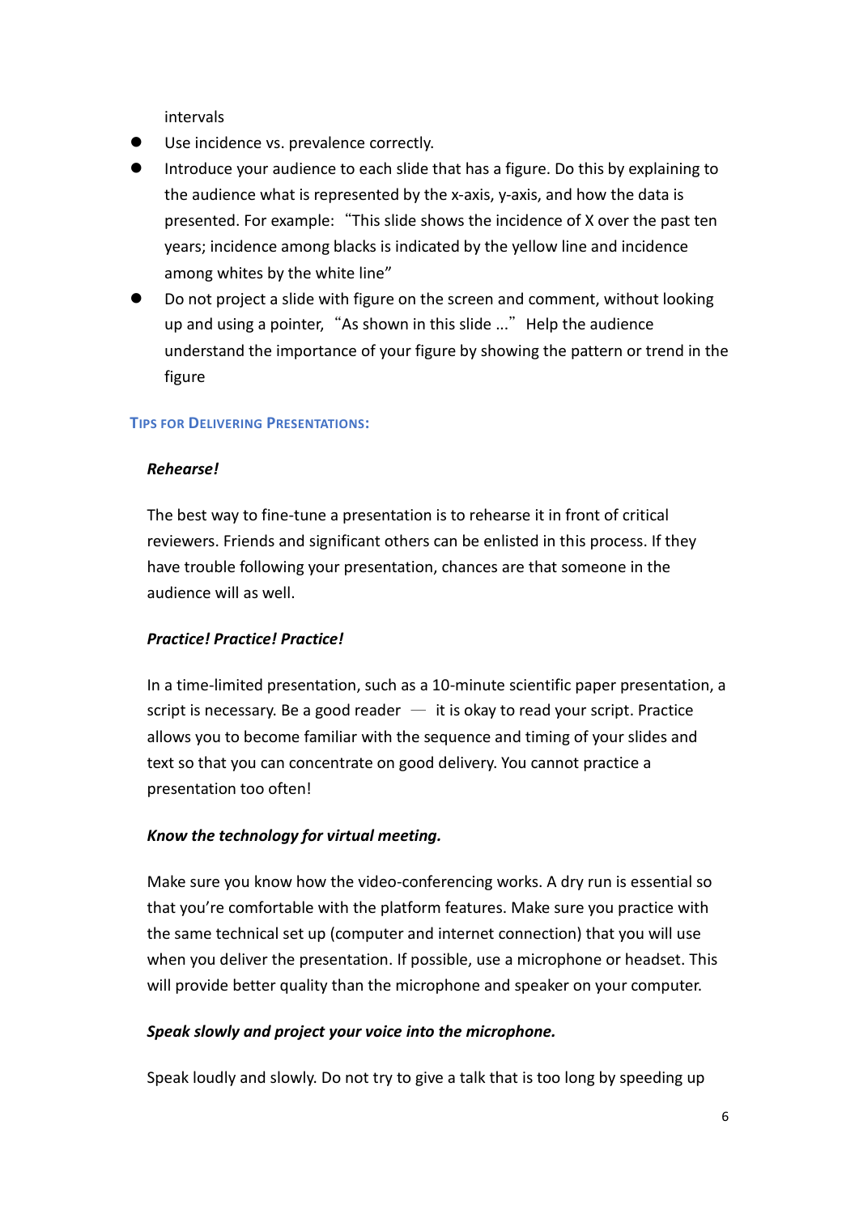intervals

- Use incidence vs. prevalence correctly.
- Introduce your audience to each slide that has a figure. Do this by explaining to the audience what is represented by the x-axis, y-axis, and how the data is presented. For example: "This slide shows the incidence of X over the past ten years; incidence among blacks is indicated by the yellow line and incidence among whites by the white line"
- Do not project a slide with figure on the screen and comment, without looking up and using a pointer, "As shown in this slide ..." Help the audience understand the importance of your figure by showing the pattern or trend in the figure

## TIPS FOR DELIVERING PRESENTATIONS:

***Rehearse!***

The best way to fine-tune a presentation is to rehearse it in front of critical reviewers. Friends and significant others can be enlisted in this process. If they have trouble following your presentation, chances are that someone in the audience will as well.

***Practice! Practice! Practice!***

In a time-limited presentation, such as a 10-minute scientific paper presentation, a script is necessary. Be a good reader — it is okay to read your script. Practice allows you to become familiar with the sequence and timing of your slides and text so that you can concentrate on good delivery. You cannot practice a presentation too often!

***Know the technology for virtual meeting.***

Make sure you know how the video-conferencing works. A dry run is essential so that you're comfortable with the platform features. Make sure you practice with the same technical set up (computer and internet connection) that you will use when you deliver the presentation. If possible, use a microphone or headset. This will provide better quality than the microphone and speaker on your computer.

***Speak slowly and project your voice into the microphone.***

Speak loudly and slowly. Do not try to give a talk that is too long by speeding up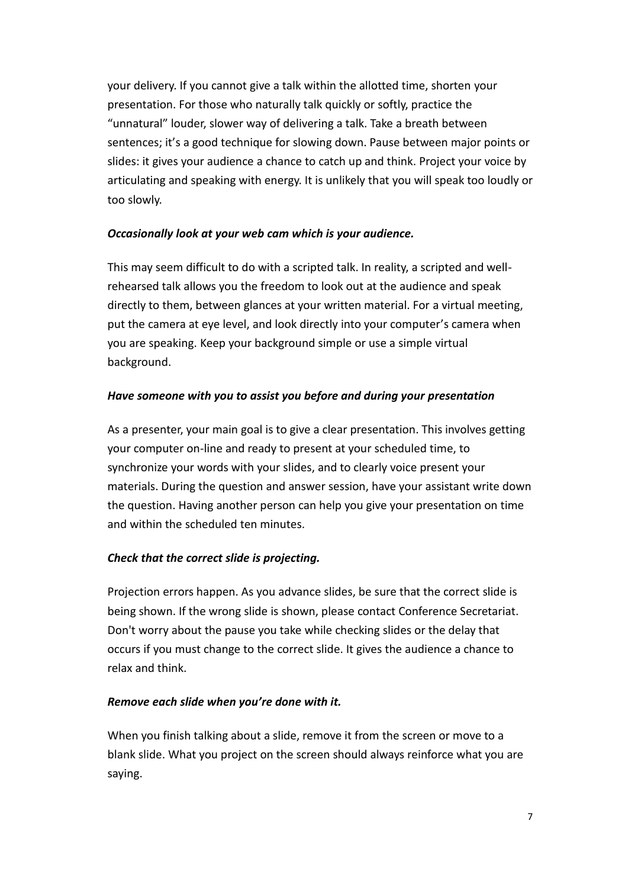your delivery. If you cannot give a talk within the allotted time, shorten your presentation. For those who naturally talk quickly or softly, practice the "unnatural" louder, slower way of delivering a talk. Take a breath between sentences; it's a good technique for slowing down. Pause between major points or slides: it gives your audience a chance to catch up and think. Project your voice by articulating and speaking with energy. It is unlikely that you will speak too loudly or too slowly.

***Occasionally look at your web cam which is your audience.***

This may seem difficult to do with a scripted talk. In reality, a scripted and well-rehearsed talk allows you the freedom to look out at the audience and speak directly to them, between glances at your written material. For a virtual meeting, put the camera at eye level, and look directly into your computer's camera when you are speaking. Keep your background simple or use a simple virtual background.

***Have someone with you to assist you before and during your presentation***

As a presenter, your main goal is to give a clear presentation. This involves getting your computer on-line and ready to present at your scheduled time, to synchronize your words with your slides, and to clearly voice present your materials. During the question and answer session, have your assistant write down the question. Having another person can help you give your presentation on time and within the scheduled ten minutes.

***Check that the correct slide is projecting.***

Projection errors happen. As you advance slides, be sure that the correct slide is being shown. If the wrong slide is shown, please contact Conference Secretariat. Don't worry about the pause you take while checking slides or the delay that occurs if you must change to the correct slide. It gives the audience a chance to relax and think.

***Remove each slide when you're done with it.***

When you finish talking about a slide, remove it from the screen or move to a blank slide. What you project on the screen should always reinforce what you are saying.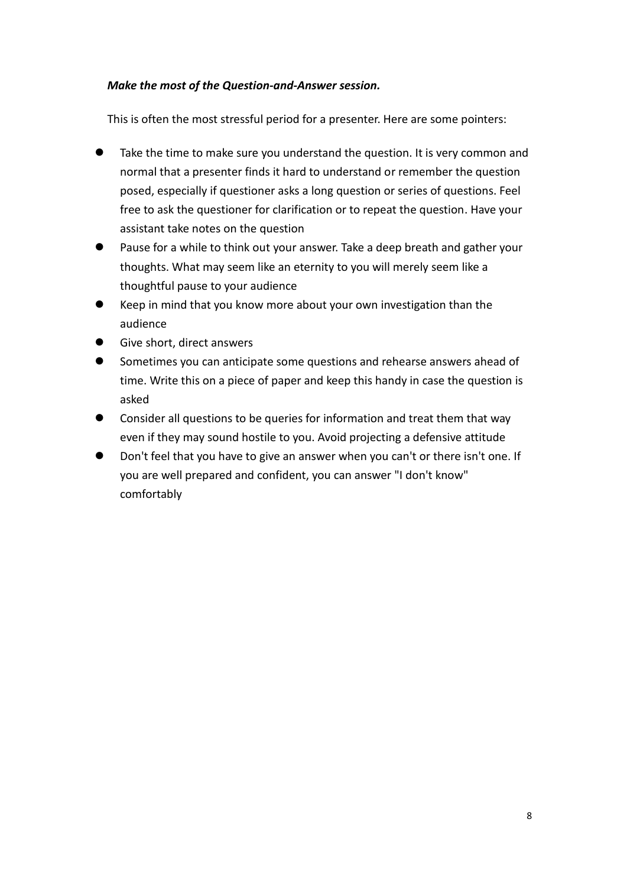***Make the most of the Question-and-Answer session.***

This is often the most stressful period for a presenter. Here are some pointers:

- Take the time to make sure you understand the question. It is very common and normal that a presenter finds it hard to understand or remember the question posed, especially if questioner asks a long question or series of questions. Feel free to ask the questioner for clarification or to repeat the question. Have your assistant take notes on the question
- Pause for a while to think out your answer. Take a deep breath and gather your thoughts. What may seem like an eternity to you will merely seem like a thoughtful pause to your audience
- Keep in mind that you know more about your own investigation than the audience
- Give short, direct answers
- Sometimes you can anticipate some questions and rehearse answers ahead of time. Write this on a piece of paper and keep this handy in case the question is asked
- Consider all questions to be queries for information and treat them that way even if they may sound hostile to you. Avoid projecting a defensive attitude
- Don't feel that you have to give an answer when you can't or there isn't one. If you are well prepared and confident, you can answer "I don't know" comfortably